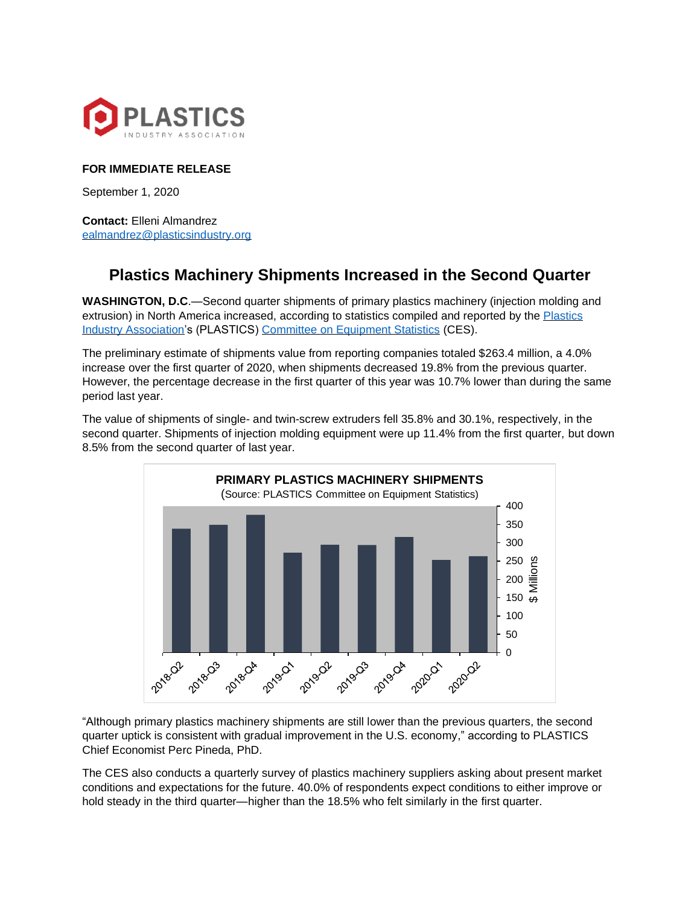**FOR IMMEDIATE RELEASE**

September 1, 2020

**Contact:** Elleni Almandrez
ealmandrez@plasticsindustry.org

## Plastics Machinery Shipments Increased in the Second Quarter

**WASHINGTON, D.C**.—Second quarter shipments of primary plastics machinery (injection molding and extrusion) in North America increased, according to statistics compiled and reported by the Plastics Industry Association's (PLASTICS) Committee on Equipment Statistics (CES).

The preliminary estimate of shipments value from reporting companies totaled $263.4 million, a 4.0% increase over the first quarter of 2020, when shipments decreased 19.8% from the previous quarter. However, the percentage decrease in the first quarter of this year was 10.7% lower than during the same period last year.

The value of shipments of single- and twin-screw extruders fell 35.8% and 30.1%, respectively, in the second quarter. Shipments of injection molding equipment were up 11.4% from the first quarter, but down 8.5% from the second quarter of last year.

**PRIMARY PLASTICS MACHINERY SHIPMENTS**
(Source: PLASTICS Committee on Equipment Statistics)

"Although primary plastics machinery shipments are still lower than the previous quarters, the second quarter uptick is consistent with gradual improvement in the U.S. economy," according to PLASTICS Chief Economist Perc Pineda, PhD.

The CES also conducts a quarterly survey of plastics machinery suppliers asking about present market conditions and expectations for the future. 40.0% of respondents expect conditions to either improve or hold steady in the third quarter—higher than the 18.5% who felt similarly in the first quarter.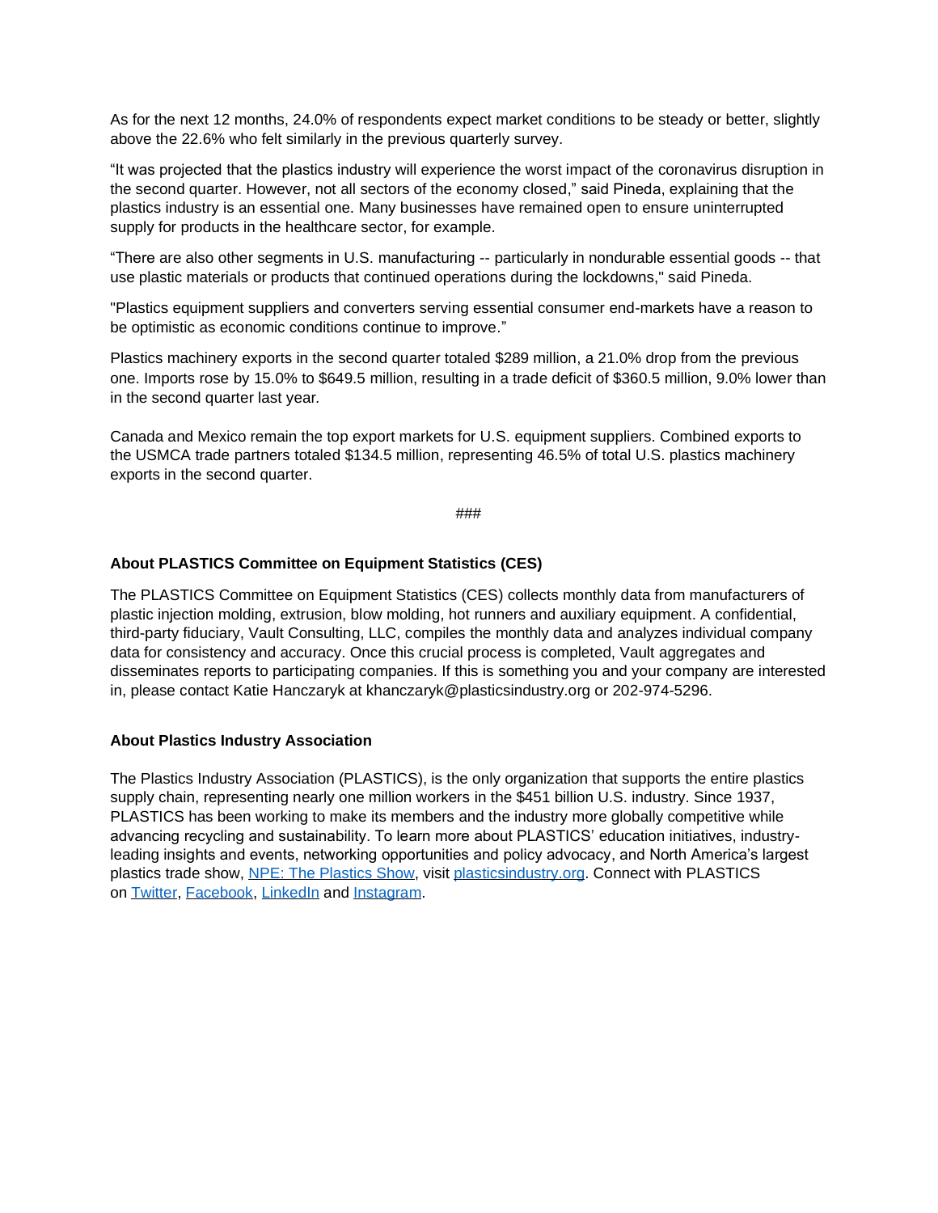As for the next 12 months, 24.0% of respondents expect market conditions to be steady or better, slightly above the 22.6% who felt similarly in the previous quarterly survey.

"It was projected that the plastics industry will experience the worst impact of the coronavirus disruption in the second quarter. However, not all sectors of the economy closed," said Pineda, explaining that the plastics industry is an essential one. Many businesses have remained open to ensure uninterrupted supply for products in the healthcare sector, for example.

"There are also other segments in U.S. manufacturing -- particularly in nondurable essential goods -- that use plastic materials or products that continued operations during the lockdowns," said Pineda.

"Plastics equipment suppliers and converters serving essential consumer end-markets have a reason to be optimistic as economic conditions continue to improve."

Plastics machinery exports in the second quarter totaled $289 million, a 21.0% drop from the previous one. Imports rose by 15.0% to $649.5 million, resulting in a trade deficit of $360.5 million, 9.0% lower than in the second quarter last year.

Canada and Mexico remain the top export markets for U.S. equipment suppliers. Combined exports to the USMCA trade partners totaled $134.5 million, representing 46.5% of total U.S. plastics machinery exports in the second quarter.

###

**About PLASTICS Committee on Equipment Statistics (CES)**

The PLASTICS Committee on Equipment Statistics (CES) collects monthly data from manufacturers of plastic injection molding, extrusion, blow molding, hot runners and auxiliary equipment. A confidential, third-party fiduciary, Vault Consulting, LLC, compiles the monthly data and analyzes individual company data for consistency and accuracy. Once this crucial process is completed, Vault aggregates and disseminates reports to participating companies. If this is something you and your company are interested in, please contact Katie Hanczaryk at khanczaryk@plasticsindustry.org or 202-974-5296.

**About Plastics Industry Association**

The Plastics Industry Association (PLASTICS), is the only organization that supports the entire plastics supply chain, representing nearly one million workers in the $451 billion U.S. industry. Since 1937, PLASTICS has been working to make its members and the industry more globally competitive while advancing recycling and sustainability. To learn more about PLASTICS' education initiatives, industry-leading insights and events, networking opportunities and policy advocacy, and North America's largest plastics trade show, [NPE: The Plastics Show](), visit [plasticsindustry.org](). Connect with PLASTICS on [Twitter](), [Facebook](), [LinkedIn]() and [Instagram]().